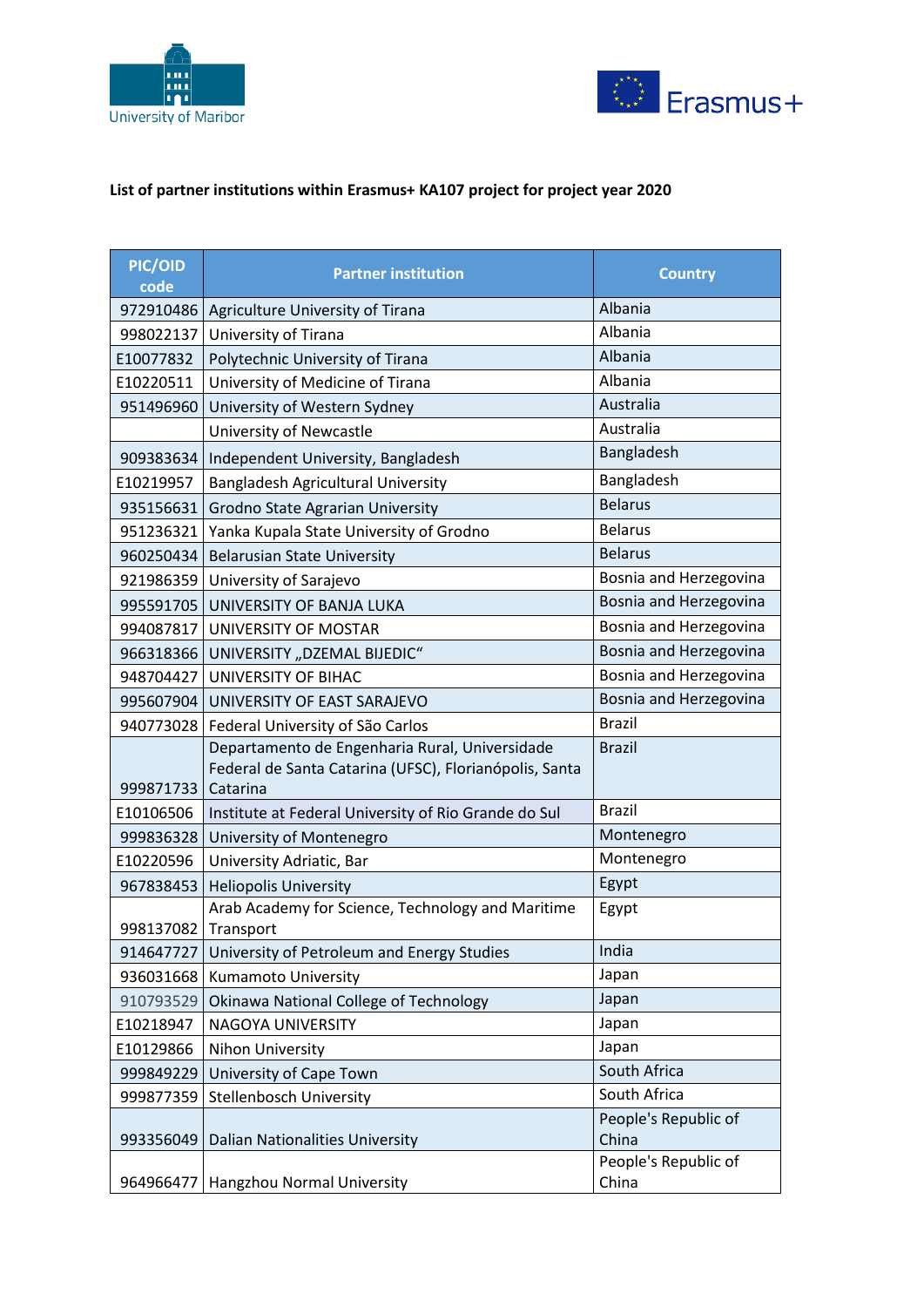**List of partner institutions within Erasmus+ KA107 project for project year 2020**

| PIC/OID code | Partner institution | Country |
|---|---|---|
| 972910486 | Agriculture University of Tirana | Albania |
| 998022137 | University of Tirana | Albania |
| E10077832 | Polytechnic University of Tirana | Albania |
| E10220511 | University of Medicine of Tirana | Albania |
| 951496960 | University of Western Sydney | Australia |
| | University of Newcastle | Australia |
| 909383634 | Independent University, Bangladesh | Bangladesh |
| E10219957 | Bangladesh Agricultural University | Bangladesh |
| 935156631 | Grodno State Agrarian University | Belarus |
| 951236321 | Yanka Kupala State University of Grodno | Belarus |
| 960250434 | Belarusian State University | Belarus |
| 921986359 | University of Sarajevo | Bosnia and Herzegovina |
| 995591705 | UNIVERSITY OF BANJA LUKA | Bosnia and Herzegovina |
| 994087817 | UNIVERSITY OF MOSTAR | Bosnia and Herzegovina |
| 966318366 | UNIVERSITY „DZEMAL BIJEDIC“ | Bosnia and Herzegovina |
| 948704427 | UNIVERSITY OF BIHAC | Bosnia and Herzegovina |
| 995607904 | UNIVERSITY OF EAST SARAJEVO | Bosnia and Herzegovina |
| 940773028 | Federal University of São Carlos | Brazil |
| 999871733 | Departamento de Engenharia Rural, Universidade Federal de Santa Catarina (UFSC), Florianópolis, Santa Catarina | Brazil |
| E10106506 | Institute at Federal University of Rio Grande do Sul | Brazil |
| 999836328 | University of Montenegro | Montenegro |
| E10220596 | University Adriatic, Bar | Montenegro |
| 967838453 | Heliopolis University | Egypt |
| 998137082 | Arab Academy for Science, Technology and Maritime Transport | Egypt |
| 914647727 | University of Petroleum and Energy Studies | India |
| 936031668 | Kumamoto University | Japan |
| 910793529 | Okinawa National College of Technology | Japan |
| E10218947 | NAGOYA UNIVERSITY | Japan |
| E10129866 | Nihon University | Japan |
| 999849229 | University of Cape Town | South Africa |
| 999877359 | Stellenbosch University | South Africa |
| 993356049 | Dalian Nationalities University | People's Republic of China |
| 964966477 | Hangzhou Normal University | People's Republic of China |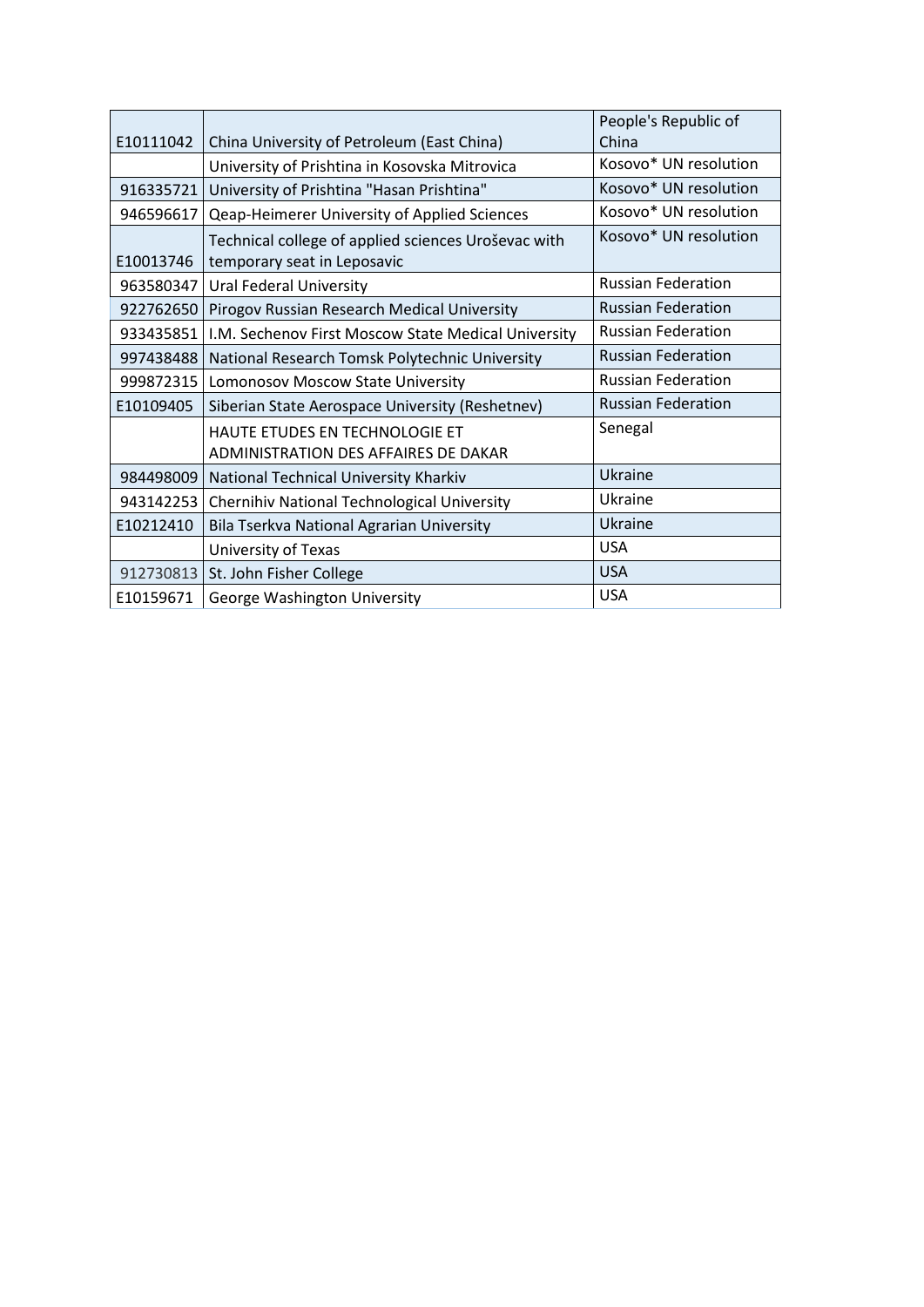| | | |
|---|---|---|
| E10111042 | China University of Petroleum (East China) | People's Republic of China |
| | University of Prishtina in Kosovska Mitrovica | Kosovo* UN resolution |
| 916335721 | University of Prishtina "Hasan Prishtina" | Kosovo* UN resolution |
| 946596617 | Qeap-Heimerer University of Applied Sciences | Kosovo* UN resolution |
| E10013746 | Technical college of applied sciences Uroševac with temporary seat in Leposavic | Kosovo* UN resolution |
| 963580347 | Ural Federal University | Russian Federation |
| 922762650 | Pirogov Russian Research Medical University | Russian Federation |
| 933435851 | I.M. Sechenov First Moscow State Medical University | Russian Federation |
| 997438488 | National Research Tomsk Polytechnic University | Russian Federation |
| 999872315 | Lomonosov Moscow State University | Russian Federation |
| E10109405 | Siberian State Aerospace University (Reshetnev) | Russian Federation |
| | HAUTE ETUDES EN TECHNOLOGIE ET ADMINISTRATION DES AFFAIRES DE DAKAR | Senegal |
| 984498009 | National Technical University Kharkiv | Ukraine |
| 943142253 | Chernihiv National Technological University | Ukraine |
| E10212410 | Bila Tserkva National Agrarian University | Ukraine |
| | University of Texas | USA |
| 912730813 | St. John Fisher College | USA |
| E10159671 | George Washington University | USA |